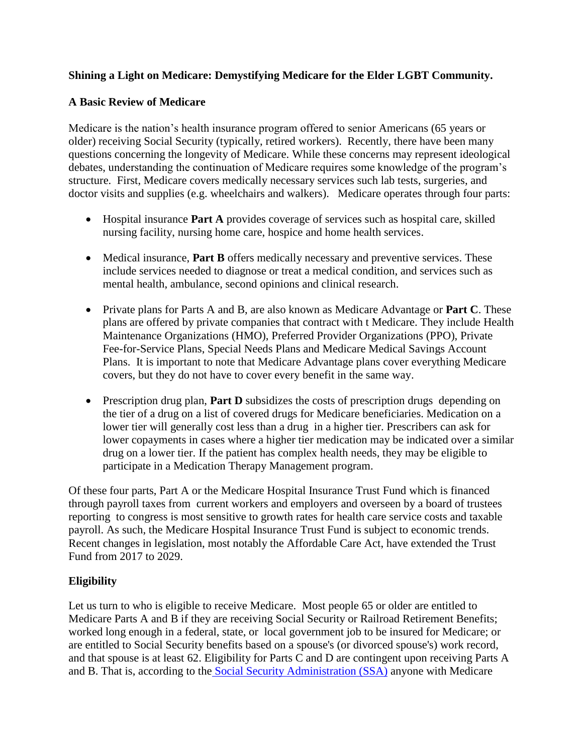**Shining a Light on Medicare: Demystifying Medicare for the Elder LGBT Community.**

**A Basic Review of Medicare**

Medicare is the nation's health insurance program offered to senior Americans (65 years or older) receiving Social Security (typically, retired workers). Recently, there have been many questions concerning the longevity of Medicare. While these concerns may represent ideological debates, understanding the continuation of Medicare requires some knowledge of the program's structure. First, Medicare covers medically necessary services such lab tests, surgeries, and doctor visits and supplies (e.g. wheelchairs and walkers). Medicare operates through four parts:

- Hospital insurance **Part A** provides coverage of services such as hospital care, skilled nursing facility, nursing home care, hospice and home health services.
- Medical insurance, **Part B** offers medically necessary and preventive services. These include services needed to diagnose or treat a medical condition, and services such as mental health, ambulance, second opinions and clinical research.
- Private plans for Parts A and B, are also known as Medicare Advantage or **Part C**. These plans are offered by private companies that contract with t Medicare. They include Health Maintenance Organizations (HMO), Preferred Provider Organizations (PPO), Private Fee-for-Service Plans, Special Needs Plans and Medicare Medical Savings Account Plans. It is important to note that Medicare Advantage plans cover everything Medicare covers, but they do not have to cover every benefit in the same way.
- Prescription drug plan, **Part D** subsidizes the costs of prescription drugs depending on the tier of a drug on a list of covered drugs for Medicare beneficiaries. Medication on a lower tier will generally cost less than a drug in a higher tier. Prescribers can ask for lower copayments in cases where a higher tier medication may be indicated over a similar drug on a lower tier. If the patient has complex health needs, they may be eligible to participate in a Medication Therapy Management program.

Of these four parts, Part A or the Medicare Hospital Insurance Trust Fund which is financed through payroll taxes from current workers and employers and overseen by a board of trustees reporting to congress is most sensitive to growth rates for health care service costs and taxable payroll. As such, the Medicare Hospital Insurance Trust Fund is subject to economic trends. Recent changes in legislation, most notably the Affordable Care Act, have extended the Trust Fund from 2017 to 2029.

**Eligibility**

Let us turn to who is eligible to receive Medicare. Most people 65 or older are entitled to Medicare Parts A and B if they are receiving Social Security or Railroad Retirement Benefits; worked long enough in a federal, state, or local government job to be insured for Medicare; or are entitled to Social Security benefits based on a spouse's (or divorced spouse's) work record, and that spouse is at least 62. Eligibility for Parts C and D are contingent upon receiving Parts A and B. That is, according to the Social Security Administration (SSA) anyone with Medicare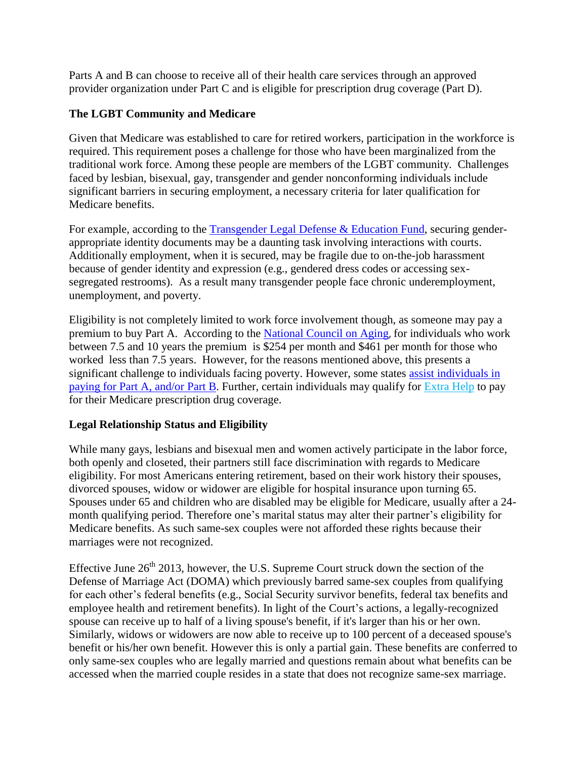Parts A and B can choose to receive all of their health care services through an approved provider organization under Part C and is eligible for prescription drug coverage (Part D).

**The LGBT Community and Medicare**

Given that Medicare was established to care for retired workers, participation in the workforce is required. This requirement poses a challenge for those who have been marginalized from the traditional work force. Among these people are members of the LGBT community. Challenges faced by lesbian, bisexual, gay, transgender and gender nonconforming individuals include significant barriers in securing employment, a necessary criteria for later qualification for Medicare benefits.

For example, according to the Transgender Legal Defense & Education Fund, securing gender-appropriate identity documents may be a daunting task involving interactions with courts. Additionally employment, when it is secured, may be fragile due to on-the-job harassment because of gender identity and expression (e.g., gendered dress codes or accessing sex-segregated restrooms). As a result many transgender people face chronic underemployment, unemployment, and poverty.

Eligibility is not completely limited to work force involvement though, as someone may pay a premium to buy Part A. According to the National Council on Aging, for individuals who work between 7.5 and 10 years the premium is $254 per month and $461 per month for those who worked less than 7.5 years. However, for the reasons mentioned above, this presents a significant challenge to individuals facing poverty. However, some states assist individuals in paying for Part A, and/or Part B. Further, certain individuals may qualify for Extra Help to pay for their Medicare prescription drug coverage.

**Legal Relationship Status and Eligibility**

While many gays, lesbians and bisexual men and women actively participate in the labor force, both openly and closeted, their partners still face discrimination with regards to Medicare eligibility. For most Americans entering retirement, based on their work history their spouses, divorced spouses, widow or widower are eligible for hospital insurance upon turning 65. Spouses under 65 and children who are disabled may be eligible for Medicare, usually after a 24-month qualifying period. Therefore one's marital status may alter their partner's eligibility for Medicare benefits. As such same-sex couples were not afforded these rights because their marriages were not recognized.

Effective June 26th 2013, however, the U.S. Supreme Court struck down the section of the Defense of Marriage Act (DOMA) which previously barred same-sex couples from qualifying for each other's federal benefits (e.g., Social Security survivor benefits, federal tax benefits and employee health and retirement benefits). In light of the Court's actions, a legally-recognized spouse can receive up to half of a living spouse's benefit, if it's larger than his or her own. Similarly, widows or widowers are now able to receive up to 100 percent of a deceased spouse's benefit or his/her own benefit. However this is only a partial gain. These benefits are conferred to only same-sex couples who are legally married and questions remain about what benefits can be accessed when the married couple resides in a state that does not recognize same-sex marriage.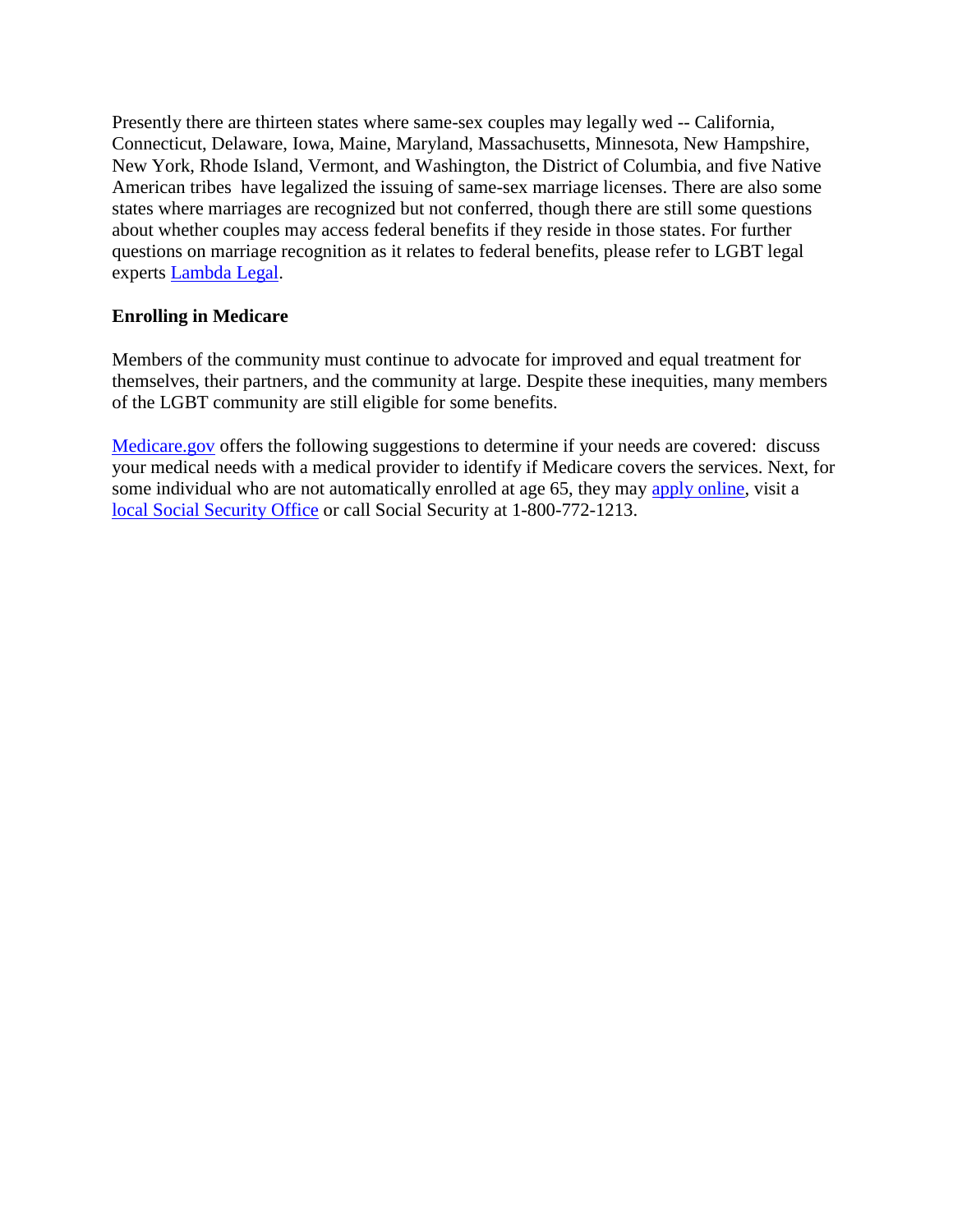Presently there are thirteen states where same-sex couples may legally wed -- California, Connecticut, Delaware, Iowa, Maine, Maryland, Massachusetts, Minnesota, New Hampshire, New York, Rhode Island, Vermont, and Washington, the District of Columbia, and five Native American tribes have legalized the issuing of same-sex marriage licenses. There are also some states where marriages are recognized but not conferred, though there are still some questions about whether couples may access federal benefits if they reside in those states. For further questions on marriage recognition as it relates to federal benefits, please refer to LGBT legal experts Lambda Legal.

**Enrolling in Medicare**

Members of the community must continue to advocate for improved and equal treatment for themselves, their partners, and the community at large. Despite these inequities, many members of the LGBT community are still eligible for some benefits.

Medicare.gov offers the following suggestions to determine if your needs are covered: discuss your medical needs with a medical provider to identify if Medicare covers the services. Next, for some individual who are not automatically enrolled at age 65, they may apply online, visit a local Social Security Office or call Social Security at 1-800-772-1213.